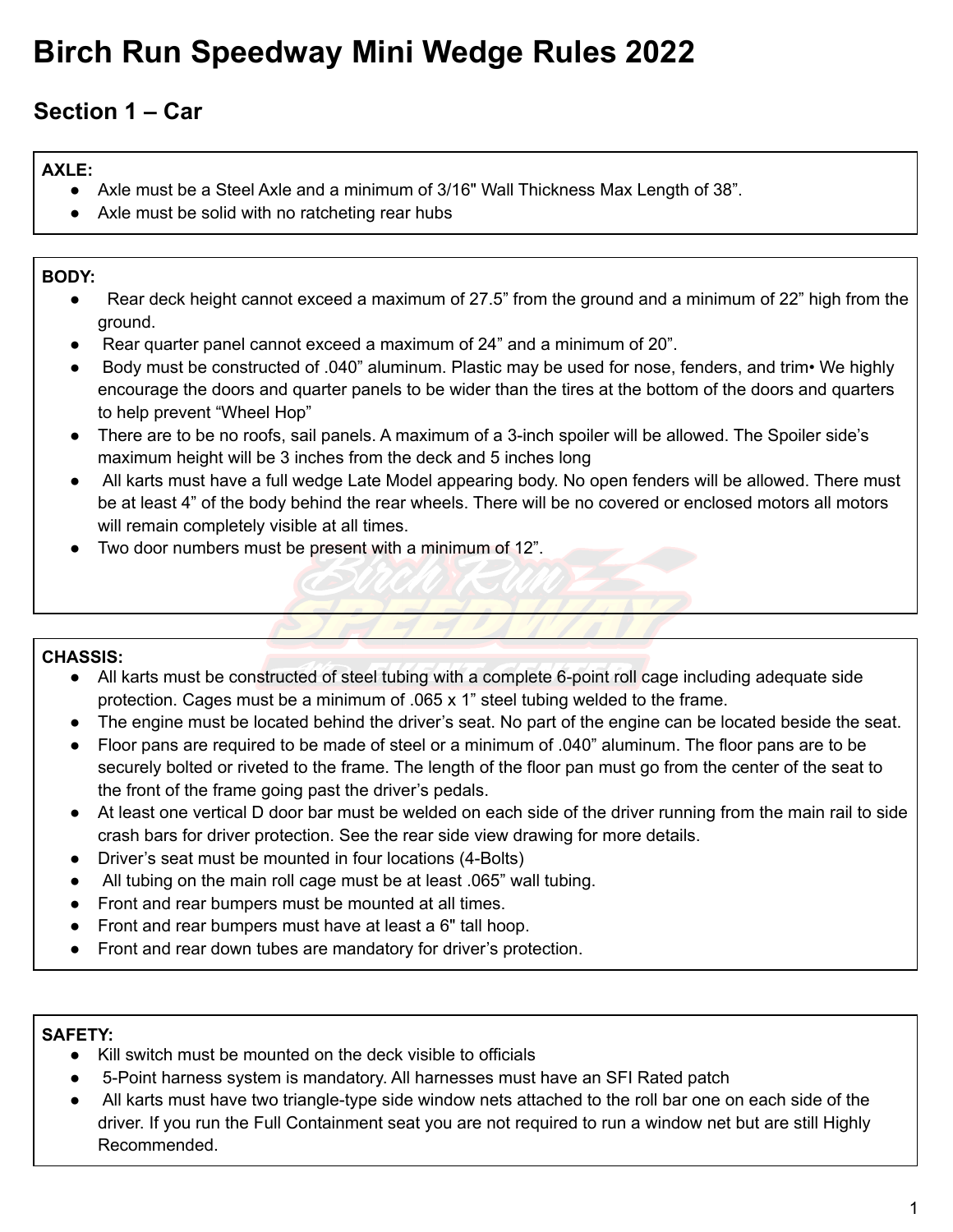# Birch Run Speedway Mini Wedge Rules 2022

## Section 1 – Car

**AXLE:**

- Axle must be a Steel Axle and a minimum of 3/16" Wall Thickness Max Length of 38".
- Axle must be solid with no ratcheting rear hubs

**BODY:**

- Rear deck height cannot exceed a maximum of 27.5" from the ground and a minimum of 22" high from the ground.
- Rear quarter panel cannot exceed a maximum of 24" and a minimum of 20".
- Body must be constructed of .040" aluminum. Plastic may be used for nose, fenders, and trim• We highly encourage the doors and quarter panels to be wider than the tires at the bottom of the doors and quarters to help prevent "Wheel Hop"
- There are to be no roofs, sail panels. A maximum of a 3-inch spoiler will be allowed. The Spoiler side's maximum height will be 3 inches from the deck and 5 inches long
- All karts must have a full wedge Late Model appearing body. No open fenders will be allowed. There must be at least 4" of the body behind the rear wheels. There will be no covered or enclosed motors all motors will remain completely visible at all times.
- Two door numbers must be present with a minimum of 12".

**CHASSIS:**

- All karts must be constructed of steel tubing with a complete 6-point roll cage including adequate side protection. Cages must be a minimum of .065 x 1" steel tubing welded to the frame.
- The engine must be located behind the driver's seat. No part of the engine can be located beside the seat.
- Floor pans are required to be made of steel or a minimum of .040" aluminum. The floor pans are to be securely bolted or riveted to the frame. The length of the floor pan must go from the center of the seat to the front of the frame going past the driver's pedals.
- At least one vertical D door bar must be welded on each side of the driver running from the main rail to side crash bars for driver protection. See the rear side view drawing for more details.
- Driver's seat must be mounted in four locations (4-Bolts)
- All tubing on the main roll cage must be at least .065" wall tubing.
- Front and rear bumpers must be mounted at all times.
- Front and rear bumpers must have at least a 6" tall hoop.
- Front and rear down tubes are mandatory for driver's protection.

**SAFETY:**

- Kill switch must be mounted on the deck visible to officials
- 5-Point harness system is mandatory. All harnesses must have an SFI Rated patch
- All karts must have two triangle-type side window nets attached to the roll bar one on each side of the driver. If you run the Full Containment seat you are not required to run a window net but are still Highly Recommended.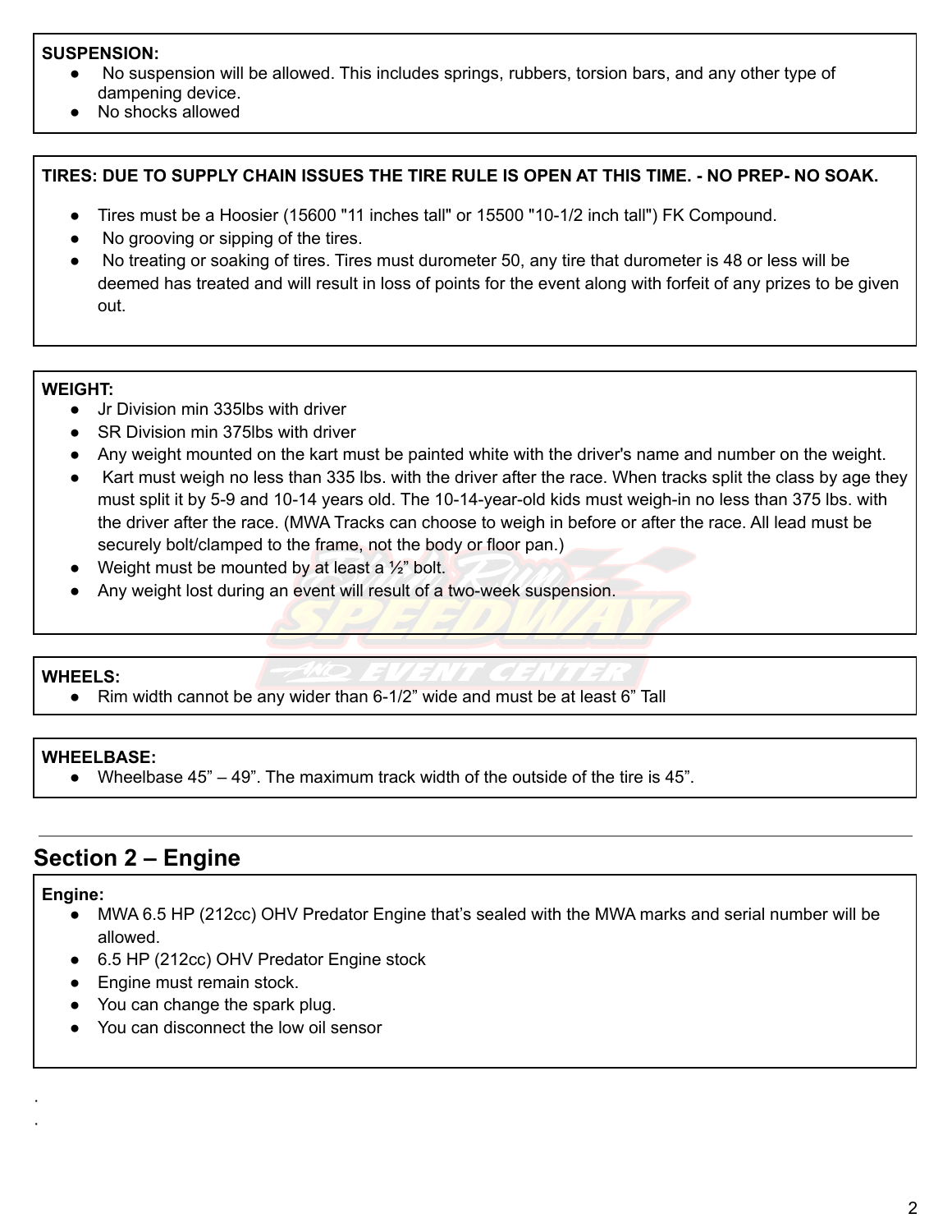**SUSPENSION:**

- No suspension will be allowed. This includes springs, rubbers, torsion bars, and any other type of dampening device.
- No shocks allowed

**TIRES: DUE TO SUPPLY CHAIN ISSUES THE TIRE RULE IS OPEN AT THIS TIME. - NO PREP- NO SOAK.**

- Tires must be a Hoosier (15600 "11 inches tall" or 15500 "10-1/2 inch tall") FK Compound.
- No grooving or sipping of the tires.
- No treating or soaking of tires. Tires must durometer 50, any tire that durometer is 48 or less will be deemed has treated and will result in loss of points for the event along with forfeit of any prizes to be given out.

**WEIGHT:**

- Jr Division min 335lbs with driver
- SR Division min 375lbs with driver
- Any weight mounted on the kart must be painted white with the driver's name and number on the weight.
- Kart must weigh no less than 335 lbs. with the driver after the race. When tracks split the class by age they must split it by 5-9 and 10-14 years old. The 10-14-year-old kids must weigh-in no less than 375 lbs. with the driver after the race. (MWA Tracks can choose to weigh in before or after the race. All lead must be securely bolt/clamped to the frame, not the body or floor pan.)
- Weight must be mounted by at least a ½” bolt.
- Any weight lost during an event will result of a two-week suspension.

**WHEELS:**

- Rim width cannot be any wider than 6-1/2” wide and must be at least 6” Tall

**WHEELBASE:**

- Wheelbase 45” – 49”. The maximum track width of the outside of the tire is 45”.

---

## Section 2 – Engine

**Engine:**

- MWA 6.5 HP (212cc) OHV Predator Engine that’s sealed with the MWA marks and serial number will be allowed.
- 6.5 HP (212cc) OHV Predator Engine stock
- Engine must remain stock.
- You can change the spark plug.
- You can disconnect the low oil sensor

.
.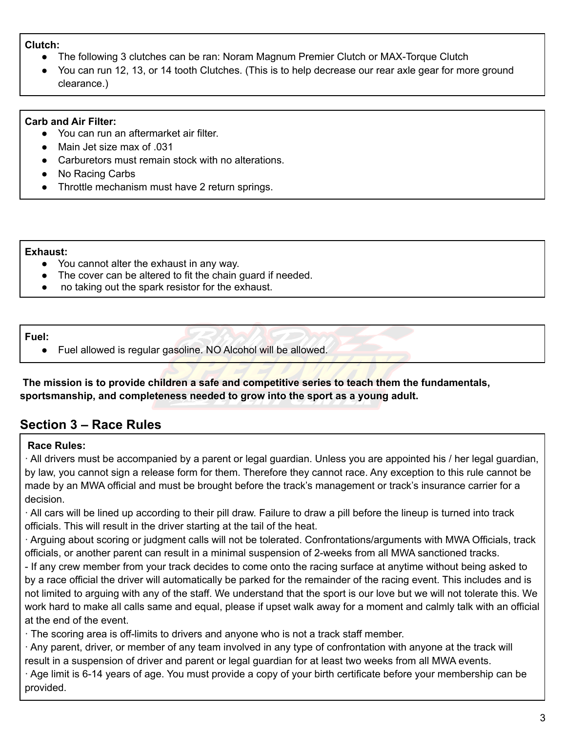**Clutch:**

- The following 3 clutches can be ran: Noram Magnum Premier Clutch or MAX-Torque Clutch
- You can run 12, 13, or 14 tooth Clutches. (This is to help decrease our rear axle gear for more ground clearance.)

**Carb and Air Filter:**

- You can run an aftermarket air filter.
- Main Jet size max of .031
- Carburetors must remain stock with no alterations.
- No Racing Carbs
- Throttle mechanism must have 2 return springs.

**Exhaust:**

- You cannot alter the exhaust in any way.
- The cover can be altered to fit the chain guard if needed.
- no taking out the spark resistor for the exhaust.

**Fuel:**

- Fuel allowed is regular gasoline. NO Alcohol will be allowed.

**The mission is to provide children a safe and competitive series to teach them the fundamentals, sportsmanship, and completeness needed to grow into the sport as a young adult.**

## Section 3 – Race Rules

**Race Rules:**

· All drivers must be accompanied by a parent or legal guardian. Unless you are appointed his / her legal guardian, by law, you cannot sign a release form for them. Therefore they cannot race. Any exception to this rule cannot be made by an MWA official and must be brought before the track's management or track's insurance carrier for a decision.

· All cars will be lined up according to their pill draw. Failure to draw a pill before the lineup is turned into track officials. This will result in the driver starting at the tail of the heat.

· Arguing about scoring or judgment calls will not be tolerated. Confrontations/arguments with MWA Officials, track officials, or another parent can result in a minimal suspension of 2-weeks from all MWA sanctioned tracks.

- If any crew member from your track decides to come onto the racing surface at anytime without being asked to by a race official the driver will automatically be parked for the remainder of the racing event. This includes and is not limited to arguing with any of the staff. We understand that the sport is our love but we will not tolerate this. We work hard to make all calls same and equal, please if upset walk away for a moment and calmly talk with an official at the end of the event.

· The scoring area is off-limits to drivers and anyone who is not a track staff member.

· Any parent, driver, or member of any team involved in any type of confrontation with anyone at the track will result in a suspension of driver and parent or legal guardian for at least two weeks from all MWA events.

· Age limit is 6-14 years of age. You must provide a copy of your birth certificate before your membership can be provided.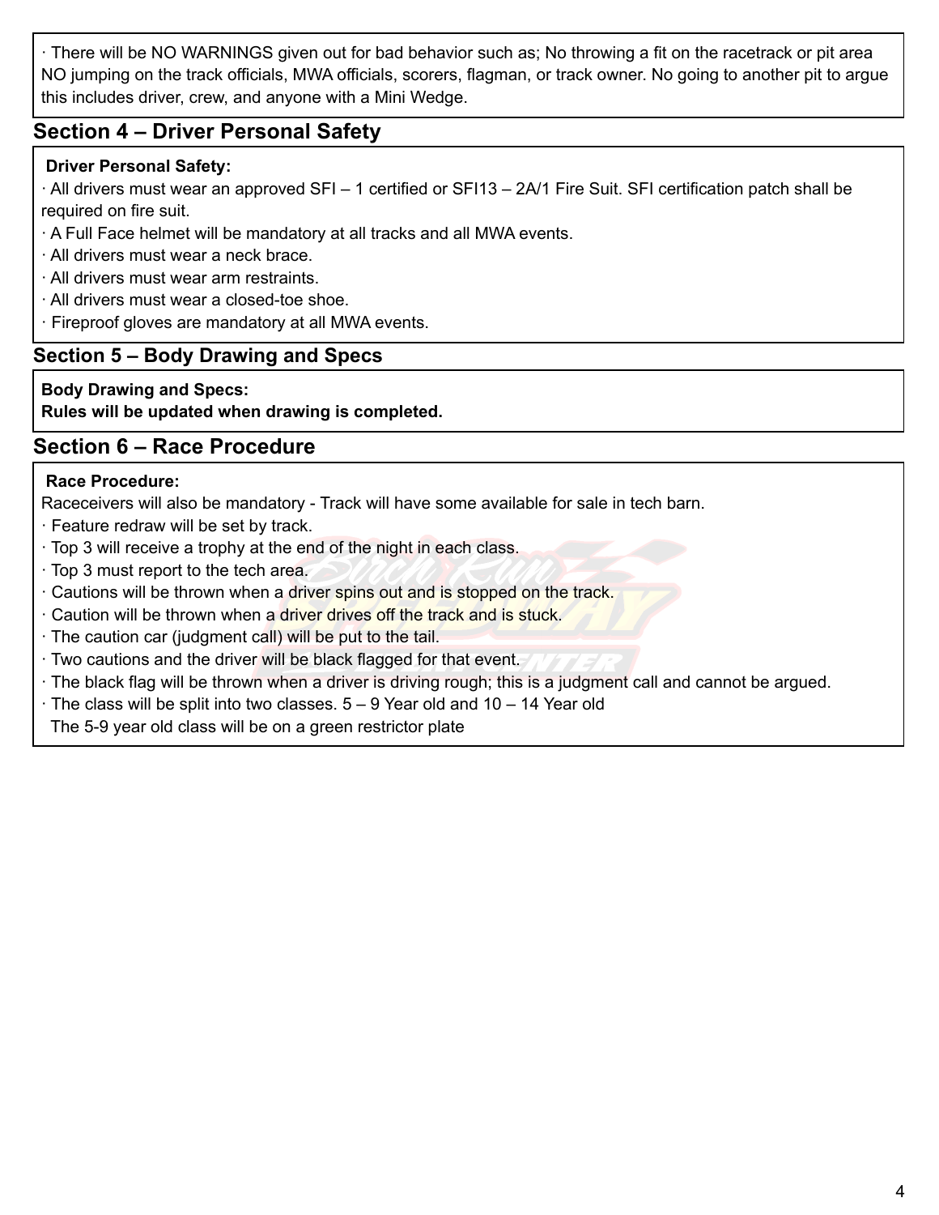· There will be NO WARNINGS given out for bad behavior such as; No throwing a fit on the racetrack or pit area NO jumping on the track officials, MWA officials, scorers, flagman, or track owner. No going to another pit to argue this includes driver, crew, and anyone with a Mini Wedge.

## Section 4 – Driver Personal Safety

**Driver Personal Safety:**

· All drivers must wear an approved SFI – 1 certified or SFI13 – 2A/1 Fire Suit. SFI certification patch shall be required on fire suit.
· A Full Face helmet will be mandatory at all tracks and all MWA events.
· All drivers must wear a neck brace.
· All drivers must wear arm restraints.
· All drivers must wear a closed-toe shoe.
· Fireproof gloves are mandatory at all MWA events.

## Section 5 – Body Drawing and Specs

**Body Drawing and Specs:**
**Rules will be updated when drawing is completed.**

## Section 6 – Race Procedure

**Race Procedure:**

Raceceivers will also be mandatory - Track will have some available for sale in tech barn.
· Feature redraw will be set by track.
· Top 3 will receive a trophy at the end of the night in each class.
· Top 3 must report to the tech area.
· Cautions will be thrown when a driver spins out and is stopped on the track.
· Caution will be thrown when a driver drives off the track and is stuck.
· The caution car (judgment call) will be put to the tail.
· Two cautions and the driver will be black flagged for that event.
· The black flag will be thrown when a driver is driving rough; this is a judgment call and cannot be argued.
· The class will be split into two classes. 5 – 9 Year old and 10 – 14 Year old
The 5-9 year old class will be on a green restrictor plate